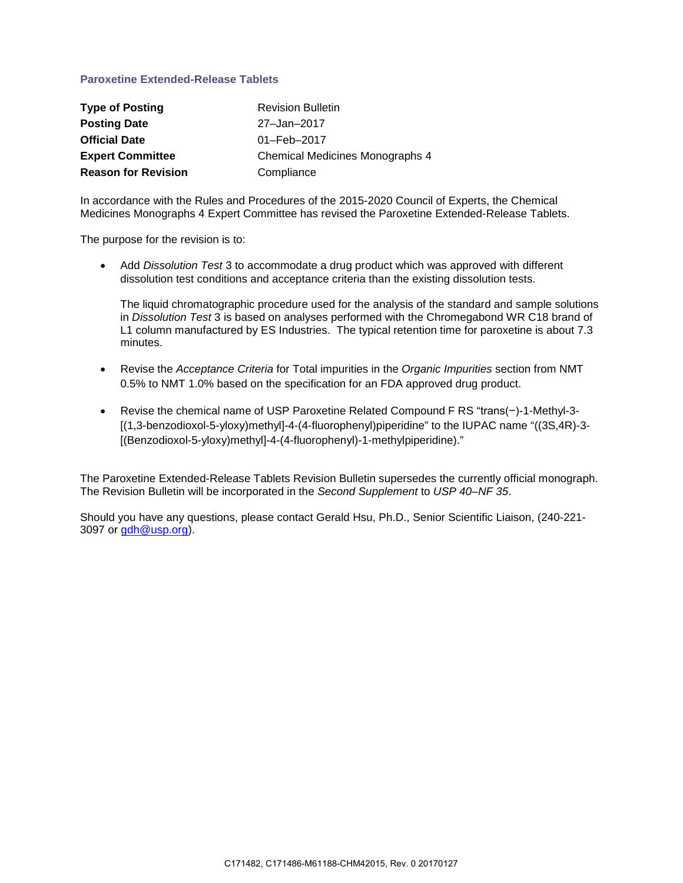## Paroxetine Extended-Release Tablets

| | |
|---|---|
| **Type of Posting** | Revision Bulletin |
| **Posting Date** | 27–Jan–2017 |
| **Official Date** | 01–Feb–2017 |
| **Expert Committee** | Chemical Medicines Monographs 4 |
| **Reason for Revision** | Compliance |

In accordance with the Rules and Procedures of the 2015-2020 Council of Experts, the Chemical Medicines Monographs 4 Expert Committee has revised the Paroxetine Extended-Release Tablets.

The purpose for the revision is to:

- Add *Dissolution Test* 3 to accommodate a drug product which was approved with different dissolution test conditions and acceptance criteria than the existing dissolution tests.

  The liquid chromatographic procedure used for the analysis of the standard and sample solutions in *Dissolution Test* 3 is based on analyses performed with the Chromegabond WR C18 brand of L1 column manufactured by ES Industries. The typical retention time for paroxetine is about 7.3 minutes.

- Revise the *Acceptance Criteria* for Total impurities in the *Organic Impurities* section from NMT 0.5% to NMT 1.0% based on the specification for an FDA approved drug product.

- Revise the chemical name of USP Paroxetine Related Compound F RS "trans(−)-1-Methyl-3-[(1,3-benzodioxol-5-yloxy)methyl]-4-(4-fluorophenyl)piperidine" to the IUPAC name "((3S,4R)-3-[(Benzodioxol-5-yloxy)methyl]-4-(4-fluorophenyl)-1-methylpiperidine)."

The Paroxetine Extended-Release Tablets Revision Bulletin supersedes the currently official monograph. The Revision Bulletin will be incorporated in the *Second Supplement* to *USP 40–NF 35*.

Should you have any questions, please contact Gerald Hsu, Ph.D., Senior Scientific Liaison, (240-221-3097 or gdh@usp.org).

C171482, C171486-M61188-CHM42015, Rev. 0 20170127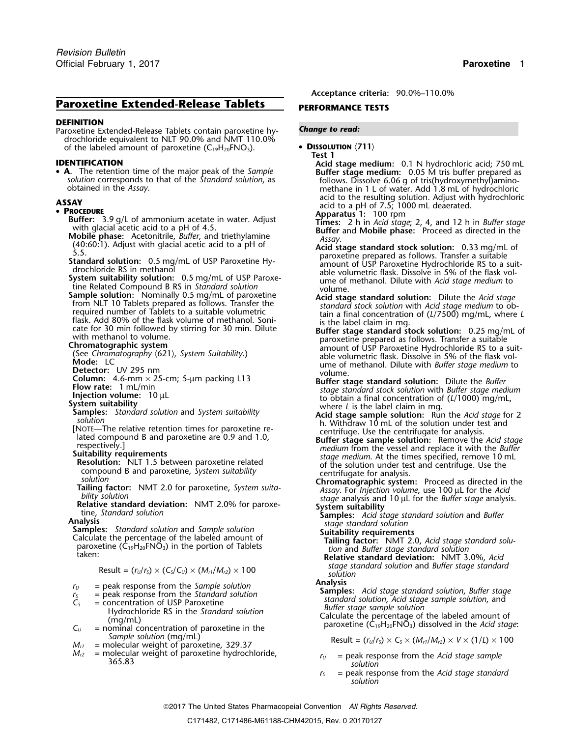# Paroxetine Extended-Release Tablets

## DEFINITION

Paroxetine Extended-Release Tablets contain paroxetine hydrochloride equivalent to NLT 90.0% and NMT 110.0% of the labeled amount of paroxetine ($C_{19}H_{20}FNO_3$).

## IDENTIFICATION

- **A.** The retention time of the major peak of the *Sample solution* corresponds to that of the *Standard solution*, as obtained in the *Assay*.

## ASSAY

- **Procedure**

**Buffer:** 3.9 g/L of ammonium acetate in water. Adjust with glacial acetic acid to a pH of 4.5.

**Mobile phase:** Acetonitrile, *Buffer*, and triethylamine (40:60:1). Adjust with glacial acetic acid to a pH of 5.5.

**Standard solution:** 0.5 mg/mL of USP Paroxetine Hydrochloride RS in methanol

**System suitability solution:** 0.5 mg/mL of USP Paroxetine Related Compound B RS in *Standard solution*

**Sample solution:** Nominally 0.5 mg/mL of paroxetine from NLT 10 Tablets prepared as follows. Transfer the required number of Tablets to a suitable volumetric flask. Add 80% of the flask volume of methanol. Sonicate for 30 min followed by stirring for 30 min. Dilute with methanol to volume.

**Chromatographic system**

(See *Chromatography* ⟨621⟩, *System Suitability*.)

**Mode:** LC

**Detector:** UV 295 nm

**Column:** 4.6-mm × 25-cm; 5-µm packing L13

**Flow rate:** 1 mL/min

**Injection volume:** 10 µL

**System suitability**

**Samples:** *Standard solution* and *System suitability solution*

[Note—The relative retention times for paroxetine related compound B and paroxetine are 0.9 and 1.0, respectively.]

**Suitability requirements**

**Resolution:** NLT 1.5 between paroxetine related compound B and paroxetine, *System suitability solution*

**Tailing factor:** NMT 2.0 for paroxetine, *System suitability solution*

**Relative standard deviation:** NMT 2.0% for paroxetine, *Standard solution*

**Analysis**

**Samples:** *Standard solution* and *Sample solution*

Calculate the percentage of the labeled amount of paroxetine ($C_{19}H_{20}FNO_3$) in the portion of Tablets taken:

$$\text{Result} = (r_U/r_S) \times (C_S/C_U) \times (M_{r1}/M_{r2}) \times 100$$

- $r_U$ = peak response from the *Sample solution*
- $r_S$ = peak response from the *Standard solution*
- $C_S$ = concentration of USP Paroxetine Hydrochloride RS in the *Standard solution* (mg/mL)
- $C_U$ = nominal concentration of paroxetine in the *Sample solution* (mg/mL)
- $M_{r1}$ = molecular weight of paroxetine, 329.37
- $M_{r2}$ = molecular weight of paroxetine hydrochloride, 365.83

**Acceptance criteria:** 90.0%–110.0%

## PERFORMANCE TESTS

***Change to read:***

- **Dissolution** ⟨711⟩

**Test 1**

**Acid stage medium:** 0.1 N hydrochloric acid; 750 mL

**Buffer stage medium:** 0.05 M tris buffer prepared as follows. Dissolve 6.06 g of tris(hydroxymethyl)aminomethane in 1 L of water. Add 1.8 mL of hydrochloric acid to the resulting solution. Adjust with hydrochloric acid to a pH of 7.5; 1000 mL deaerated.

**Apparatus 1:** 100 rpm

**Times:** 2 h in *Acid stage*; 2, 4, and 12 h in *Buffer stage*

**Buffer** and **Mobile phase:** Proceed as directed in the *Assay*.

**Acid stage standard stock solution:** 0.33 mg/mL of paroxetine prepared as follows. Transfer a suitable amount of USP Paroxetine Hydrochloride RS to a suitable volumetric flask. Dissolve in 5% of the flask volume of methanol. Dilute with *Acid stage medium* to volume.

**Acid stage standard solution:** Dilute the *Acid stage standard stock solution* with *Acid stage medium* to obtain a final concentration of ($L$/7500) mg/mL, where $L$ is the label claim in mg.

**Buffer stage standard stock solution:** 0.25 mg/mL of paroxetine prepared as follows. Transfer a suitable amount of USP Paroxetine Hydrochloride RS to a suitable volumetric flask. Dissolve in 5% of the flask volume of methanol. Dilute with *Buffer stage medium* to volume.

**Buffer stage standard solution:** Dilute the *Buffer stage standard stock solution* with *Buffer stage medium* to obtain a final concentration of ($L$/1000) mg/mL, where $L$ is the label claim in mg.

**Acid stage sample solution:** Run the *Acid stage* for 2 h. Withdraw 10 mL of the solution under test and centrifuge. Use the centrifugate for analysis.

**Buffer stage sample solution:** Remove the *Acid stage medium* from the vessel and replace it with the *Buffer stage medium*. At the times specified, remove 10 mL of the solution under test and centrifuge. Use the centrifugate for analysis.

**Chromatographic system:** Proceed as directed in the *Assay*. For *Injection volume*, use 100 µL for the *Acid stage* analysis and 10 µL for the *Buffer stage* analysis.

**System suitability**

**Samples:** *Acid stage standard solution* and *Buffer stage standard solution*

**Suitability requirements**

**Tailing factor:** NMT 2.0, *Acid stage standard solution* and *Buffer stage standard solution*

**Relative standard deviation:** NMT 3.0%, *Acid stage standard solution* and *Buffer stage standard solution*

**Analysis**

**Samples:** *Acid stage standard solution*, *Buffer stage standard solution*, *Acid stage sample solution*, and *Buffer stage sample solution*

Calculate the percentage of the labeled amount of paroxetine ($C_{19}H_{20}FNO_3$) dissolved in the *Acid stage*:

$$\text{Result} = (r_U/r_S) \times C_S \times (M_{r1}/M_{r2}) \times V \times (1/L) \times 100$$

- $r_U$ = peak response from the *Acid stage sample solution*
- $r_S$ = peak response from the *Acid stage standard solution*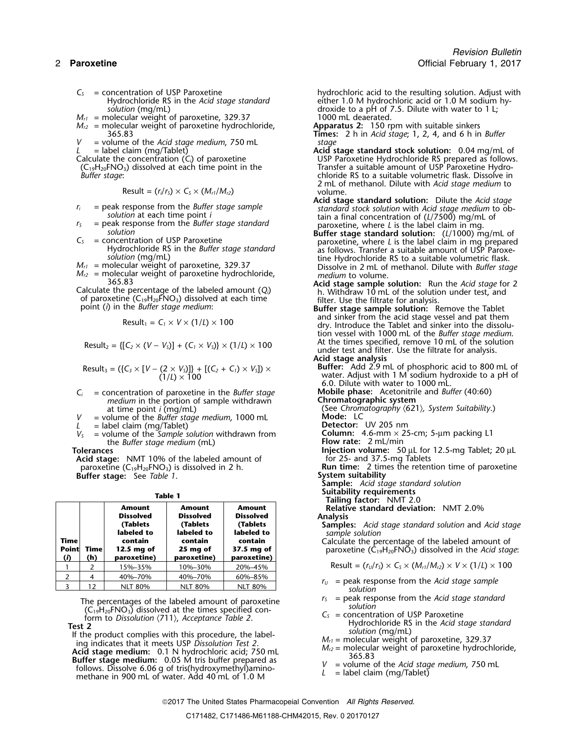$C_S$ = concentration of USP Paroxetine Hydrochloride RS in the *Acid stage standard solution* (mg/mL)

$M_{r1}$ = molecular weight of paroxetine, 329.37

$M_{r2}$ = molecular weight of paroxetine hydrochloride, 365.83

$V$ = volume of the *Acid stage medium*, 750 mL

$L$ = label claim (mg/Tablet)

Calculate the concentration ($C_i$) of paroxetine ($C_{19}H_{20}FNO_3$) dissolved at each time point in the *Buffer stage*:

$$\text{Result} = (r_i/r_S) \times C_S \times (M_{r1}/M_{r2})$$

$r_i$ = peak response from the *Buffer stage sample solution* at each time point *i*

$r_S$ = peak response from the *Buffer stage standard solution*

$C_S$ = concentration of USP Paroxetine Hydrochloride RS in the *Buffer stage standard solution* (mg/mL)

$M_{r1}$ = molecular weight of paroxetine, 329.37

$M_{r2}$ = molecular weight of paroxetine hydrochloride, 365.83

Calculate the percentage of the labeled amount ($Q_i$) of paroxetine ($C_{19}H_{20}FNO_3$) dissolved at each time point (*i*) in the *Buffer stage medium*:

$$\text{Result}_1 = C_1 \times V \times (1/L) \times 100$$

$$\text{Result}_2 = \{[C_2 \times (V - V_S)] + (C_1 \times V_S)\} \times (1/L) \times 100$$

$$\text{Result}_3 = (\{C_3 \times [V - (2 \times V_S)]\} + [(C_2 + C_1) \times V_S]) \times (1/L) \times 100$$

$C_i$ = concentration of paroxetine in the *Buffer stage medium* in the portion of sample withdrawn at time point *i* (mg/mL)

$V$ = volume of the *Buffer stage medium*, 1000 mL

$L$ = label claim (mg/Tablet)

$V_S$ = volume of the *Sample solution* withdrawn from the *Buffer stage medium* (mL)

**Tolerances**

**Acid stage:** NMT 10% of the labeled amount of paroxetine ($C_{19}H_{20}FNO_3$) is dissolved in 2 h.

**Buffer stage:** See *Table 1*.

**Table 1**

| Time Point (*i*) | Time (h) | Amount Dissolved (Tablets labeled to contain 12.5 mg of paroxetine) | Amount Dissolved (Tablets labeled to contain 25 mg of paroxetine) | Amount Dissolved (Tablets labeled to contain 37.5 mg of paroxetine) |
|---|---|---|---|---|
| 1 | 2 | 15%–35% | 10%–30% | 20%–45% |
| 2 | 4 | 40%–70% | 40%–70% | 60%–85% |
| 3 | 12 | NLT 80% | NLT 80% | NLT 80% |

The percentages of the labeled amount of paroxetine ($C_{19}H_{20}FNO_3$) dissolved at the times specified conform to *Dissolution* ⟨711⟩, *Acceptance Table 2*.

**Test 2**

If the product complies with this procedure, the labeling indicates that it meets USP *Dissolution Test 2*.

**Acid stage medium:** 0.1 N hydrochloric acid; 750 mL

**Buffer stage medium:** 0.05 M tris buffer prepared as follows. Dissolve 6.06 g of tris(hydroxymethyl)aminomethane in 900 mL of water. Add 40 mL of 1.0 M hydrochloric acid to the resulting solution. Adjust with either 1.0 M hydrochloric acid or 1.0 M sodium hydroxide to a pH of 7.5. Dilute with water to 1 L; 1000 mL deaerated.

**Apparatus 2:** 150 rpm with suitable sinkers

**Times:** 2 h in *Acid stage*; 1, 2, 4, and 6 h in *Buffer stage*

**Acid stage standard stock solution:** 0.04 mg/mL of USP Paroxetine Hydrochloride RS prepared as follows. Transfer a suitable amount of USP Paroxetine Hydrochloride RS to a suitable volumetric flask. Dissolve in 2 mL of methanol. Dilute with *Acid stage medium* to volume.

**Acid stage standard solution:** Dilute the *Acid stage standard stock solution* with *Acid stage medium* to obtain a final concentration of ($L$/7500) mg/mL of paroxetine, where $L$ is the label claim in mg.

**Buffer stage standard solution:** ($L$/1000) mg/mL of paroxetine, where $L$ is the label claim in mg prepared as follows. Transfer a suitable amount of USP Paroxetine Hydrochloride RS to a suitable volumetric flask. Dissolve in 2 mL of methanol. Dilute with *Buffer stage medium* to volume.

**Acid stage sample solution:** Run the *Acid stage* for 2 h. Withdraw 10 mL of the solution under test, and filter. Use the filtrate for analysis.

**Buffer stage sample solution:** Remove the Tablet and sinker from the acid stage vessel and pat them dry. Introduce the Tablet and sinker into the dissolution vessel with 1000 mL of the *Buffer stage medium*. At the times specified, remove 10 mL of the solution under test and filter. Use the filtrate for analysis.

**Acid stage analysis**

**Buffer:** Add 2.9 mL of phosphoric acid to 800 mL of water. Adjust with 1 M sodium hydroxide to a pH of 6.0. Dilute with water to 1000 mL.

**Mobile phase:** Acetonitrile and *Buffer* (40:60)

**Chromatographic system**

(See *Chromatography* ⟨621⟩, *System Suitability*.)

**Mode:** LC

**Detector:** UV 205 nm

**Column:** 4.6-mm × 25-cm; 5-µm packing L1

**Flow rate:** 2 mL/min

**Injection volume:** 50 µL for 12.5-mg Tablet; 20 µL for 25- and 37.5-mg Tablets

**Run time:** 2 times the retention time of paroxetine

**System suitability**

**Sample:** *Acid stage standard solution*

**Suitability requirements**

**Tailing factor:** NMT 2.0

**Relative standard deviation:** NMT 2.0%

**Analysis**

**Samples:** *Acid stage standard solution* and *Acid stage sample solution*

Calculate the percentage of the labeled amount of paroxetine ($C_{19}H_{20}FNO_3$) dissolved in the *Acid stage*:

$$\text{Result} = (r_U/r_S) \times C_S \times (M_{r1}/M_{r2}) \times V \times (1/L) \times 100$$

$r_U$ = peak response from the *Acid stage sample solution*

$r_S$ = peak response from the *Acid stage standard solution*

$C_S$ = concentration of USP Paroxetine Hydrochloride RS in the *Acid stage standard solution* (mg/mL)

$M_{r1}$ = molecular weight of paroxetine, 329.37

$M_{r2}$ = molecular weight of paroxetine hydrochloride, 365.83

$V$ = volume of the *Acid stage medium*, 750 mL

$L$ = label claim (mg/Tablet)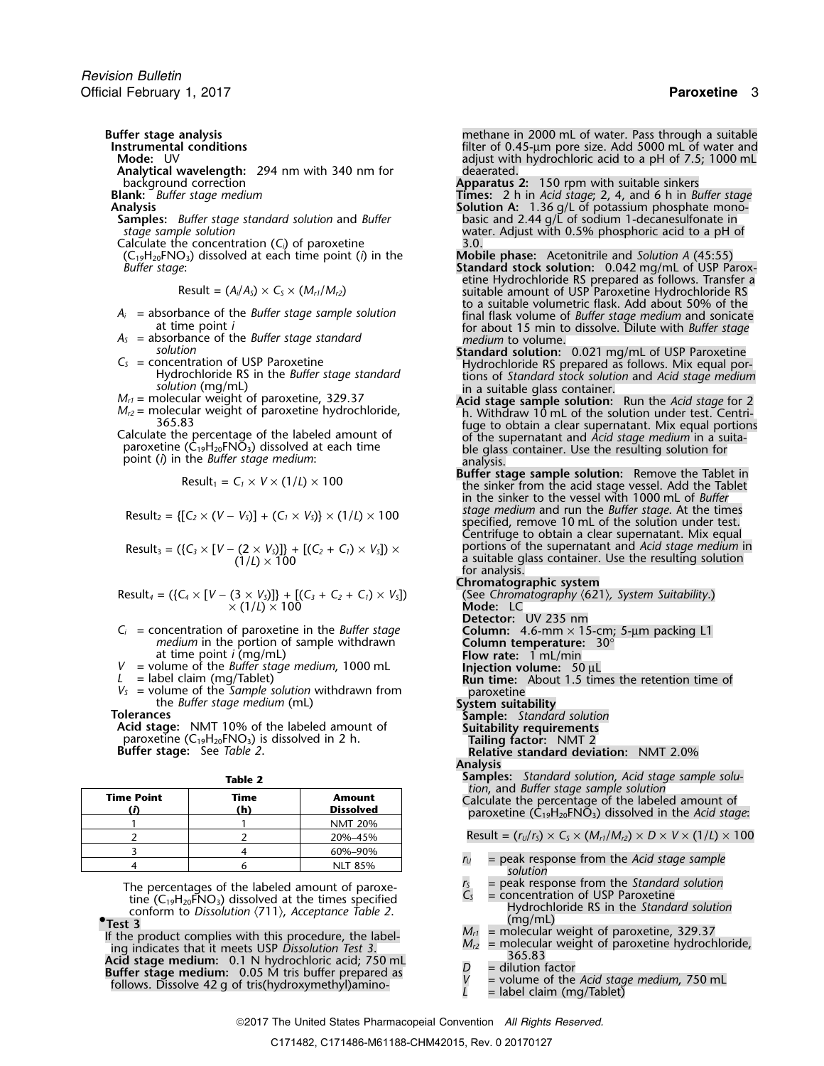**Buffer stage analysis**

**Instrumental conditions**

**Mode:** UV

**Analytical wavelength:** 294 nm with 340 nm for background correction

**Blank:** *Buffer stage medium*

**Analysis**

**Samples:** *Buffer stage standard solution* and *Buffer stage sample solution*

Calculate the concentration ($C_i$) of paroxetine ($C_{19}H_{20}FNO_3$) dissolved at each time point ($i$) in the *Buffer stage*:

$$\text{Result} = (A_i/A_S) \times C_S \times (M_{r1}/M_{r2})$$

$A_i$ = absorbance of the *Buffer stage sample solution* at time point $i$

$A_S$ = absorbance of the *Buffer stage standard solution*

$C_S$ = concentration of USP Paroxetine Hydrochloride RS in the *Buffer stage standard solution* (mg/mL)

$M_{r1}$ = molecular weight of paroxetine, 329.37

$M_{r2}$ = molecular weight of paroxetine hydrochloride, 365.83

Calculate the percentage of the labeled amount of paroxetine ($C_{19}H_{20}FNO_3$) dissolved at each time point ($i$) in the *Buffer stage medium*:

$$\text{Result}_1 = C_1 \times V \times (1/L) \times 100$$

$$\text{Result}_2 = \{[C_2 \times (V - V_S)] + (C_1 \times V_S)\} \times (1/L) \times 100$$

$$\text{Result}_3 = (\{C_3 \times [V - (2 \times V_S)]\} + [(C_2 + C_1) \times V_S]) \times (1/L) \times 100$$

$$\text{Result}_4 = (\{C_4 \times [V - (3 \times V_S)]\} + [(C_3 + C_2 + C_1) \times V_S]) \times (1/L) \times 100$$

$C_i$ = concentration of paroxetine in the *Buffer stage medium* in the portion of sample withdrawn at time point $i$ (mg/mL)

$V$ = volume of the *Buffer stage medium*, 1000 mL

$L$ = label claim (mg/Tablet)

$V_S$ = volume of the *Sample solution* withdrawn from the *Buffer stage medium* (mL)

**Tolerances**

**Acid stage:** NMT 10% of the labeled amount of paroxetine ($C_{19}H_{20}FNO_3$) is dissolved in 2 h.

**Buffer stage:** See *Table 2*.

**Table 2**

| Time Point ($i$) | Time (h) | Amount Dissolved |
|---|---|---|
| 1 | 1 | NMT 20% |
| 2 | 2 | 20%–45% |
| 3 | 4 | 60%–90% |
| 4 | 6 | NLT 85% |

The percentages of the labeled amount of paroxetine ($C_{19}H_{20}FNO_3$) dissolved at the times specified conform to *Dissolution* ⟨711⟩, *Acceptance Table 2*.

•**Test 3**

If the product complies with this procedure, the labeling indicates that it meets USP *Dissolution Test 3*.

**Acid stage medium:** 0.1 N hydrochloric acid; 750 mL

**Buffer stage medium:** 0.05 M tris buffer prepared as follows. Dissolve 42 g of tris(hydroxymethyl)aminomethane in 2000 mL of water. Pass through a suitable filter of 0.45-µm pore size. Add 5000 mL of water and adjust with hydrochloric acid to a pH of 7.5; 1000 mL deaerated.

**Apparatus 2:** 150 rpm with suitable sinkers

**Times:** 2 h in *Acid stage*; 2, 4, and 6 h in *Buffer stage*

**Solution A:** 1.36 g/L of potassium phosphate monobasic and 2.44 g/L of sodium 1-decanesulfonate in water. Adjust with 0.5% phosphoric acid to a pH of 3.0.

**Mobile phase:** Acetonitrile and *Solution A* (45:55)

**Standard stock solution:** 0.042 mg/mL of USP Paroxetine Hydrochloride RS prepared as follows. Transfer a suitable amount of USP Paroxetine Hydrochloride RS to a suitable volumetric flask. Add about 50% of the final flask volume of *Buffer stage medium* and sonicate for about 15 min to dissolve. Dilute with *Buffer stage medium* to volume.

**Standard solution:** 0.021 mg/mL of USP Paroxetine Hydrochloride RS prepared as follows. Mix equal portions of *Standard stock solution* and *Acid stage medium* in a suitable glass container.

**Acid stage sample solution:** Run the *Acid stage* for 2 h. Withdraw 10 mL of the solution under test. Centrifuge to obtain a clear supernatant. Mix equal portions of the supernatant and *Acid stage medium* in a suitable glass container. Use the resulting solution for analysis.

**Buffer stage sample solution:** Remove the Tablet in the sinker from the acid stage vessel. Add the Tablet in the sinker to the vessel with 1000 mL of *Buffer stage medium* and run the *Buffer stage*. At the times specified, remove 10 mL of the solution under test. Centrifuge to obtain a clear supernatant. Mix equal portions of the supernatant and *Acid stage medium* in a suitable glass container. Use the resulting solution for analysis.

**Chromatographic system**

(See *Chromatography* ⟨621⟩, *System Suitability*.)

**Mode:** LC

**Detector:** UV 235 nm

**Column:** 4.6-mm × 15-cm; 5-µm packing L1

**Column temperature:** 30°

**Flow rate:** 1 mL/min

**Injection volume:** 50 µL

**Run time:** About 1.5 times the retention time of paroxetine

**System suitability**

**Sample:** *Standard solution*

**Suitability requirements**

**Tailing factor:** NMT 2

**Relative standard deviation:** NMT 2.0%

**Analysis**

**Samples:** *Standard solution*, *Acid stage sample solution*, and *Buffer stage sample solution*

Calculate the percentage of the labeled amount of paroxetine ($C_{19}H_{20}FNO_3$) dissolved in the *Acid stage*:

$$\text{Result} = (r_U/r_S) \times C_S \times (M_{r1}/M_{r2}) \times D \times V \times (1/L) \times 100$$

$r_U$ = peak response from the *Acid stage sample solution*

$r_S$ = peak response from the *Standard solution*

$C_S$ = concentration of USP Paroxetine Hydrochloride RS in the *Standard solution* (mg/mL)

$M_{r1}$ = molecular weight of paroxetine, 329.37

$M_{r2}$ = molecular weight of paroxetine hydrochloride, 365.83

$D$ = dilution factor

$V$ = volume of the *Acid stage medium*, 750 mL

$L$ = label claim (mg/Tablet)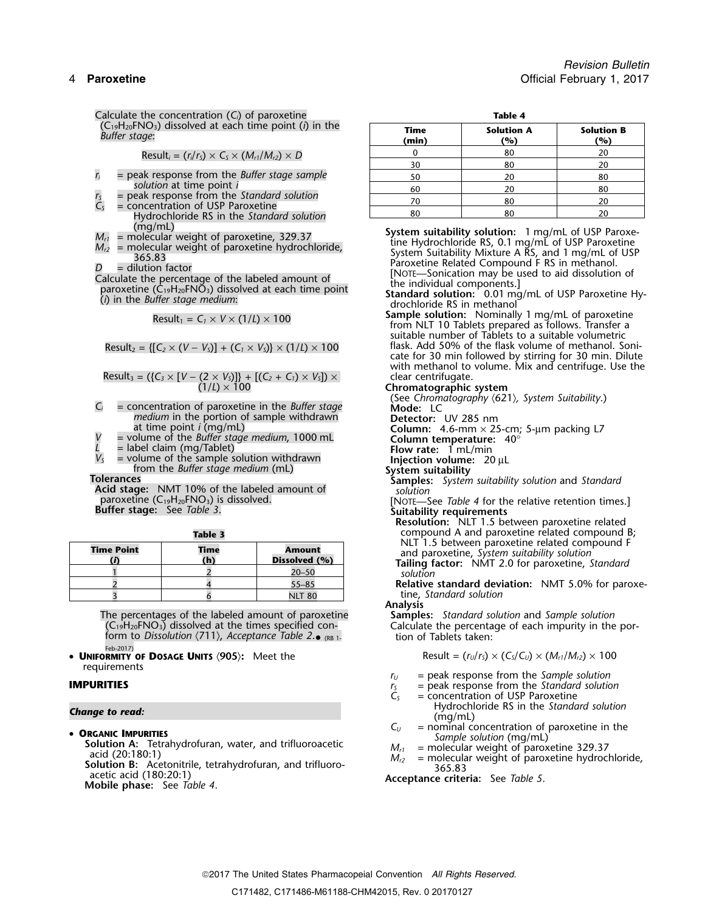Calculate the concentration ($C_i$) of paroxetine ($C_{19}H_{20}FNO_3$) dissolved at each time point ($i$) in the *Buffer stage*:

$$\text{Result}_i = (r_i/r_S) \times C_S \times (M_{r1}/M_{r2}) \times D$$

- $r_i$ = peak response from the *Buffer stage sample solution* at time point $i$
- $r_S$ = peak response from the *Standard solution*
- $C_S$ = concentration of USP Paroxetine Hydrochloride RS in the *Standard solution* (mg/mL)
- $M_{r1}$ = molecular weight of paroxetine, 329.37
- $M_{r2}$ = molecular weight of paroxetine hydrochloride, 365.83
- $D$ = dilution factor

Calculate the percentage of the labeled amount of paroxetine ($C_{19}H_{20}FNO_3$) dissolved at each time point ($i$) in the *Buffer stage medium*:

$$\text{Result}_1 = C_1 \times V \times (1/L) \times 100$$

$$\text{Result}_2 = \{[C_2 \times (V - V_S)] + (C_1 \times V_S)\} \times (1/L) \times 100$$

$$\text{Result}_3 = (\{C_3 \times [V - (2 \times V_S)]\} + [(C_2 + C_1) \times V_S]) \times (1/L) \times 100$$

- $C_i$ = concentration of paroxetine in the *Buffer stage medium* in the portion of sample withdrawn at time point $i$ (mg/mL)
- $V$ = volume of the *Buffer stage medium*, 1000 mL
- $L$ = label claim (mg/Tablet)
- $V_S$ = volume of the sample solution withdrawn from the *Buffer stage medium* (mL)

**Tolerances**

**Acid stage:** NMT 10% of the labeled amount of paroxetine ($C_{19}H_{20}FNO_3$) is dissolved.

**Buffer stage:** See *Table 3*.

**Table 3**

| Time Point ($i$) | Time (h) | Amount Dissolved (%) |
|---|---|---|
| 1 | 2 | 20–50 |
| 2 | 4 | 55–85 |
| 3 | 6 | NLT 80 |

The percentages of the labeled amount of paroxetine ($C_{19}H_{20}FNO_3$) dissolved at the times specified conform to *Dissolution* ⟨711⟩, *Acceptance Table 2*.● (RB 1-Feb-2017)

- **Uniformity of Dosage Units** ⟨905⟩: Meet the requirements

## IMPURITIES

***Change to read:***

- **Organic Impurities**

**Solution A:** Tetrahydrofuran, water, and trifluoroacetic acid (20:180:1)

**Solution B:** Acetonitrile, tetrahydrofuran, and trifluoroacetic acid (180:20:1)

**Mobile phase:** See *Table 4*.

**Table 4**

| Time (min) | Solution A (%) | Solution B (%) |
|---|---|---|
| 0 | 80 | 20 |
| 30 | 80 | 20 |
| 50 | 20 | 80 |
| 60 | 20 | 80 |
| 70 | 80 | 20 |
| 80 | 80 | 20 |

**System suitability solution:** 1 mg/mL of USP Paroxetine Hydrochloride RS, 0.1 mg/mL of USP Paroxetine System Suitability Mixture A RS, and 1 mg/mL of USP Paroxetine Related Compound F RS in methanol. [Note—Sonication may be used to aid dissolution of the individual components.]

**Standard solution:** 0.01 mg/mL of USP Paroxetine Hydrochloride RS in methanol

**Sample solution:** Nominally 1 mg/mL of paroxetine from NLT 10 Tablets prepared as follows. Transfer a suitable number of Tablets to a suitable volumetric flask. Add 50% of the flask volume of methanol. Sonicate for 30 min followed by stirring for 30 min. Dilute with methanol to volume. Mix and centrifuge. Use the clear centrifugate.

**Chromatographic system**

(See *Chromatography* ⟨621⟩, *System Suitability*.)

**Mode:** LC

**Detector:** UV 285 nm

**Column:** 4.6-mm × 25-cm; 5-µm packing L7

**Column temperature:** 40°

**Flow rate:** 1 mL/min

**Injection volume:** 20 µL

**System suitability**

**Samples:** *System suitability solution* and *Standard solution*

[Note—See *Table 4* for the relative retention times.]

**Suitability requirements**

**Resolution:** NLT 1.5 between paroxetine related compound A and paroxetine related compound B; NLT 1.5 between paroxetine related compound F and paroxetine, *System suitability solution*

**Tailing factor:** NMT 2.0 for paroxetine, *Standard solution*

**Relative standard deviation:** NMT 5.0% for paroxetine, *Standard solution*

**Analysis**

**Samples:** *Standard solution* and *Sample solution*

Calculate the percentage of each impurity in the portion of Tablets taken:

$$\text{Result} = (r_U/r_S) \times (C_S/C_U) \times (M_{r1}/M_{r2}) \times 100$$

- $r_U$ = peak response from the *Sample solution*
- $r_S$ = peak response from the *Standard solution*
- $C_S$ = concentration of USP Paroxetine Hydrochloride RS in the *Standard solution* (mg/mL)
- $C_U$ = nominal concentration of paroxetine in the *Sample solution* (mg/mL)
- $M_{r1}$ = molecular weight of paroxetine 329.37
- $M_{r2}$ = molecular weight of paroxetine hydrochloride, 365.83

**Acceptance criteria:** See *Table 5*.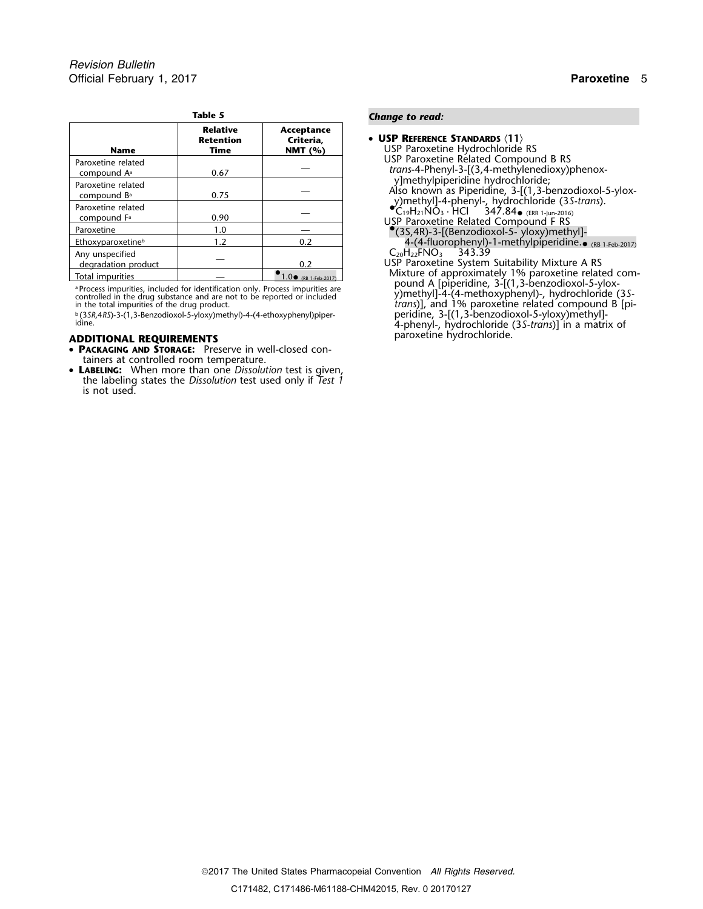**Table 5**

| Name | Relative Retention Time | Acceptance Criteria, NMT (%) |
|---|---|---|
| Paroxetine related compound A[a] | 0.67 | — |
| Paroxetine related compound B[a] | 0.75 | — |
| Paroxetine related compound F[a] | 0.90 | — |
| Paroxetine | 1.0 | — |
| Ethoxyparoxetine[b] | 1.2 | 0.2 |
| Any unspecified degradation product | — | 0.2 |
| Total impurities | — | ●1.0● (RB 1-Feb-2017) |

[a] Process impurities, included for identification only. Process impurities are controlled in the drug substance and are not to be reported or included in the total impurities of the drug product.

[b] (3*SR*,4*RS*)-3-(1,3-Benzodioxol-5-yloxy)methyl)-4-(4-ethoxyphenyl)piperidine.

## ADDITIONAL REQUIREMENTS

- **PACKAGING AND STORAGE:** Preserve in well-closed containers at controlled room temperature.
- **LABELING:** When more than one *Dissolution* test is given, the labeling states the *Dissolution* test used only if *Test 1* is not used.

***Change to read:***

- **USP REFERENCE STANDARDS** ⟨11⟩
  USP Paroxetine Hydrochloride RS
  USP Paroxetine Related Compound B RS
  *trans*-4-Phenyl-3-[(3,4-methylenedioxy)phenoxy]methylpiperidine hydrochloride;
  Also known as Piperidine, 3-[(1,3-benzodioxol-5-yloxy)methyl]-4-phenyl-, hydrochloride (3*S*-*trans*).
  ●$C_{19}H_{21}NO_3 \cdot HCl$ 347.84● (ERR 1-Jun-2016)
  USP Paroxetine Related Compound F RS
  ●(3*S*,4*R*)-3-[(Benzodioxol-5- yloxy)methyl]-4-(4-fluorophenyl)-1-methylpiperidine.● (RB 1-Feb-2017)
  $C_{20}H_{22}FNO_3$ 343.39
  USP Paroxetine System Suitability Mixture A RS
  Mixture of approximately 1% paroxetine related compound A [piperidine, 3-[(1,3-benzodioxol-5-yloxy)methyl]-4-(4-methoxyphenyl)-, hydrochloride (3*S*-*trans*)], and 1% paroxetine related compound B [piperidine, 3-[(1,3-benzodioxol-5-yloxy)methyl]-4-phenyl-, hydrochloride (3*S*-*trans*)] in a matrix of paroxetine hydrochloride.